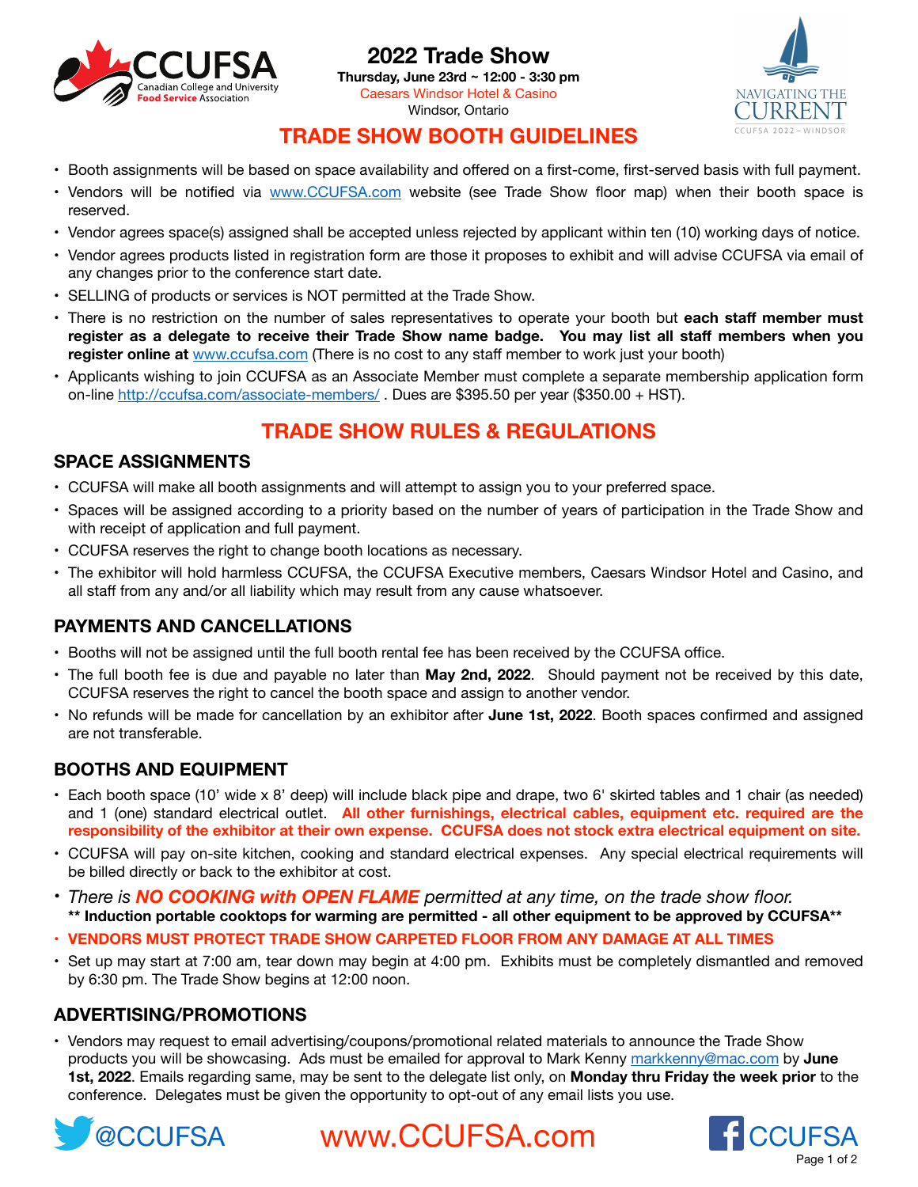CCUFSA Canadian College and University **Food Service** Association

# 2022 Trade Show

**Thursday, June 23rd ~ 12:00 - 3:30 pm**
Caesars Windsor Hotel & Casino
Windsor, Ontario

NAVIGATING THE CURRENT
CCUFSA 2022 – WINDSOR

## TRADE SHOW BOOTH GUIDELINES

- Booth assignments will be based on space availability and offered on a first-come, first-served basis with full payment.
- Vendors will be notified via www.CCUFSA.com website (see Trade Show floor map) when their booth space is reserved.
- Vendor agrees space(s) assigned shall be accepted unless rejected by applicant within ten (10) working days of notice.
- Vendor agrees products listed in registration form are those it proposes to exhibit and will advise CCUFSA via email of any changes prior to the conference start date.
- SELLING of products or services is NOT permitted at the Trade Show.
- There is no restriction on the number of sales representatives to operate your booth but **each staff member must register as a delegate to receive their Trade Show name badge. You may list all staff members when you register online at** www.ccufsa.com (There is no cost to any staff member to work just your booth)
- Applicants wishing to join CCUFSA as an Associate Member must complete a separate membership application form on-line http://ccufsa.com/associate-members/ . Dues are $395.50 per year ($350.00 + HST).

## TRADE SHOW RULES & REGULATIONS

### SPACE ASSIGNMENTS

- CCUFSA will make all booth assignments and will attempt to assign you to your preferred space.
- Spaces will be assigned according to a priority based on the number of years of participation in the Trade Show and with receipt of application and full payment.
- CCUFSA reserves the right to change booth locations as necessary.
- The exhibitor will hold harmless CCUFSA, the CCUFSA Executive members, Caesars Windsor Hotel and Casino, and all staff from any and/or all liability which may result from any cause whatsoever.

### PAYMENTS AND CANCELLATIONS

- Booths will not be assigned until the full booth rental fee has been received by the CCUFSA office.
- The full booth fee is due and payable no later than **May 2nd, 2022**. Should payment not be received by this date, CCUFSA reserves the right to cancel the booth space and assign to another vendor.
- No refunds will be made for cancellation by an exhibitor after **June 1st, 2022**. Booth spaces confirmed and assigned are not transferable.

### BOOTHS AND EQUIPMENT

- Each booth space (10' wide x 8' deep) will include black pipe and drape, two 6' skirted tables and 1 chair (as needed) and 1 (one) standard electrical outlet. **All other furnishings, electrical cables, equipment etc. required are the responsibility of the exhibitor at their own expense. CCUFSA does not stock extra electrical equipment on site.**
- CCUFSA will pay on-site kitchen, cooking and standard electrical expenses. Any special electrical requirements will be billed directly or back to the exhibitor at cost.
- *There is **NO COOKING with OPEN FLAME** permitted at any time, on the trade show floor.*
  **\*\* Induction portable cooktops for warming are permitted - all other equipment to be approved by CCUFSA\*\***
- **VENDORS MUST PROTECT TRADE SHOW CARPETED FLOOR FROM ANY DAMAGE AT ALL TIMES**
- Set up may start at 7:00 am, tear down may begin at 4:00 pm. Exhibits must be completely dismantled and removed by 6:30 pm. The Trade Show begins at 12:00 noon.

### ADVERTISING/PROMOTIONS

- Vendors may request to email advertising/coupons/promotional related materials to announce the Trade Show products you will be showcasing. Ads must be emailed for approval to Mark Kenny markkenny@mac.com by **June 1st, 2022**. Emails regarding same, may be sent to the delegate list only, on **Monday thru Friday the week prior** to the conference. Delegates must be given the opportunity to opt-out of any email lists you use.

@CCUFSA www.CCUFSA.com CCUFSA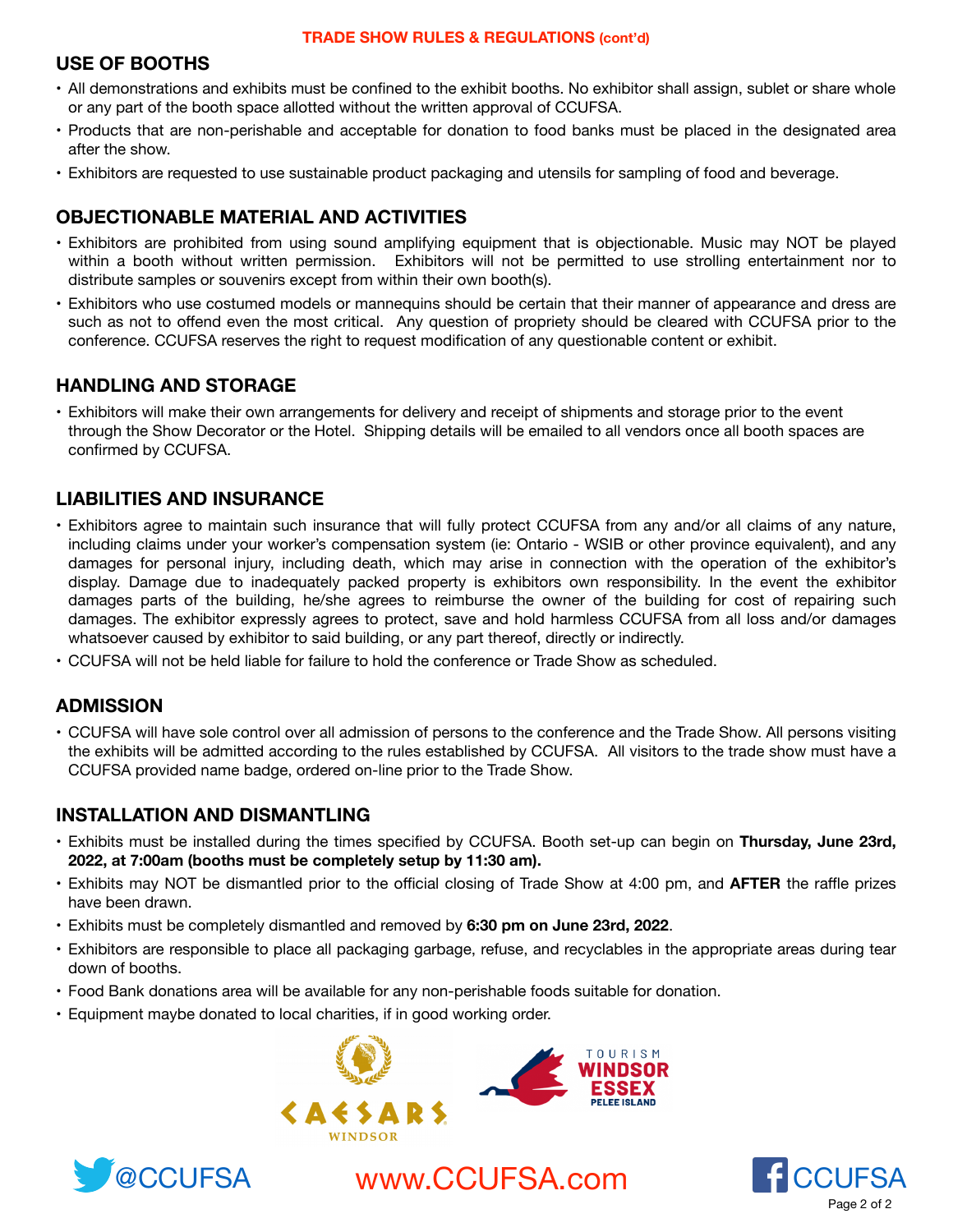**TRADE SHOW RULES & REGULATIONS (cont'd)**

## USE OF BOOTHS

- All demonstrations and exhibits must be confined to the exhibit booths. No exhibitor shall assign, sublet or share whole or any part of the booth space allotted without the written approval of CCUFSA.
- Products that are non-perishable and acceptable for donation to food banks must be placed in the designated area after the show.
- Exhibitors are requested to use sustainable product packaging and utensils for sampling of food and beverage.

## OBJECTIONABLE MATERIAL AND ACTIVITIES

- Exhibitors are prohibited from using sound amplifying equipment that is objectionable. Music may NOT be played within a booth without written permission. Exhibitors will not be permitted to use strolling entertainment nor to distribute samples or souvenirs except from within their own booth(s).
- Exhibitors who use costumed models or mannequins should be certain that their manner of appearance and dress are such as not to offend even the most critical. Any question of propriety should be cleared with CCUFSA prior to the conference. CCUFSA reserves the right to request modification of any questionable content or exhibit.

## HANDLING AND STORAGE

- Exhibitors will make their own arrangements for delivery and receipt of shipments and storage prior to the event through the Show Decorator or the Hotel. Shipping details will be emailed to all vendors once all booth spaces are confirmed by CCUFSA.

## LIABILITIES AND INSURANCE

- Exhibitors agree to maintain such insurance that will fully protect CCUFSA from any and/or all claims of any nature, including claims under your worker's compensation system (ie: Ontario - WSIB or other province equivalent), and any damages for personal injury, including death, which may arise in connection with the operation of the exhibitor's display. Damage due to inadequately packed property is exhibitors own responsibility. In the event the exhibitor damages parts of the building, he/she agrees to reimburse the owner of the building for cost of repairing such damages. The exhibitor expressly agrees to protect, save and hold harmless CCUFSA from all loss and/or damages whatsoever caused by exhibitor to said building, or any part thereof, directly or indirectly.
- CCUFSA will not be held liable for failure to hold the conference or Trade Show as scheduled.

## ADMISSION

- CCUFSA will have sole control over all admission of persons to the conference and the Trade Show. All persons visiting the exhibits will be admitted according to the rules established by CCUFSA. All visitors to the trade show must have a CCUFSA provided name badge, ordered on-line prior to the Trade Show.

## INSTALLATION AND DISMANTLING

- Exhibits must be installed during the times specified by CCUFSA. Booth set-up can begin on **Thursday, June 23rd, 2022, at 7:00am (booths must be completely setup by 11:30 am).**
- Exhibits may NOT be dismantled prior to the official closing of Trade Show at 4:00 pm, and **AFTER** the raffle prizes have been drawn.
- Exhibits must be completely dismantled and removed by **6:30 pm on June 23rd, 2022**.
- Exhibitors are responsible to place all packaging garbage, refuse, and recyclables in the appropriate areas during tear down of booths.
- Food Bank donations area will be available for any non-perishable foods suitable for donation.
- Equipment maybe donated to local charities, if in good working order.

CAESARS WINDSOR

TOURISM WINDSOR ESSEX PELEE ISLAND

@CCUFSA www.CCUFSA.com CCUFSA